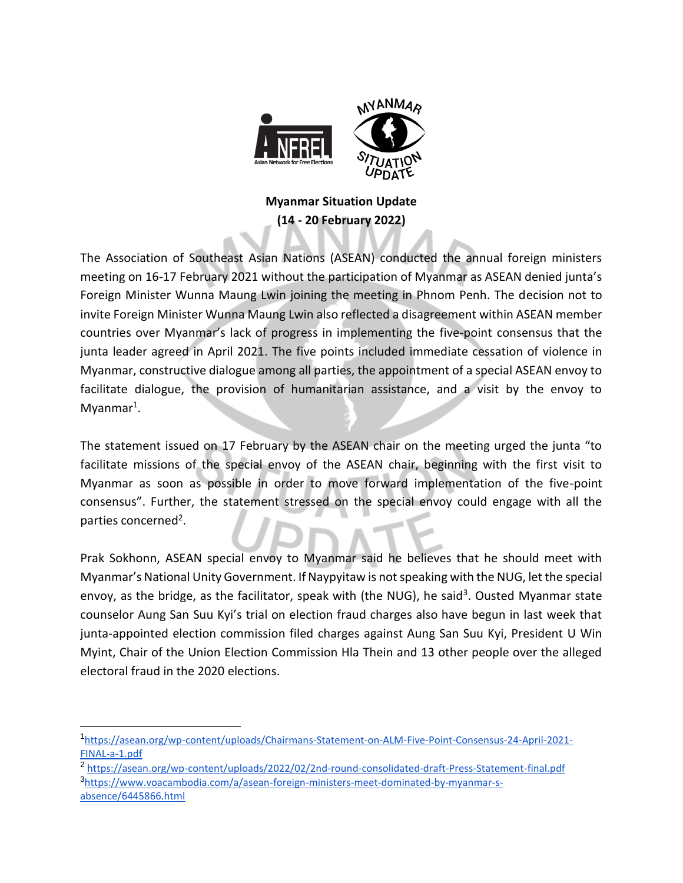**Myanmar Situation Update**
**(14 - 20 February 2022)**

The Association of Southeast Asian Nations (ASEAN) conducted the annual foreign ministers meeting on 16-17 February 2021 without the participation of Myanmar as ASEAN denied junta's Foreign Minister Wunna Maung Lwin joining the meeting in Phnom Penh. The decision not to invite Foreign Minister Wunna Maung Lwin also reflected a disagreement within ASEAN member countries over Myanmar's lack of progress in implementing the five-point consensus that the junta leader agreed in April 2021. The five points included immediate cessation of violence in Myanmar, constructive dialogue among all parties, the appointment of a special ASEAN envoy to facilitate dialogue, the provision of humanitarian assistance, and a visit by the envoy to Myanmar[1].

The statement issued on 17 February by the ASEAN chair on the meeting urged the junta "to facilitate missions of the special envoy of the ASEAN chair, beginning with the first visit to Myanmar as soon as possible in order to move forward implementation of the five-point consensus". Further, the statement stressed on the special envoy could engage with all the parties concerned[2].

Prak Sokhonn, ASEAN special envoy to Myanmar said he believes that he should meet with Myanmar's National Unity Government. If Naypyitaw is not speaking with the NUG, let the special envoy, as the bridge, as the facilitator, speak with (the NUG), he said[3]. Ousted Myanmar state counselor Aung San Suu Kyi's trial on election fraud charges also have begun in last week that junta-appointed election commission filed charges against Aung San Suu Kyi, President U Win Myint, Chair of the Union Election Commission Hla Thein and 13 other people over the alleged electoral fraud in the 2020 elections.

---

[1] https://asean.org/wp-content/uploads/Chairmans-Statement-on-ALM-Five-Point-Consensus-24-April-2021-FINAL-a-1.pdf

[2] https://asean.org/wp-content/uploads/2022/02/2nd-round-consolidated-draft-Press-Statement-final.pdf

[3] https://www.voacambodia.com/a/asean-foreign-ministers-meet-dominated-by-myanmar-s-absence/6445866.html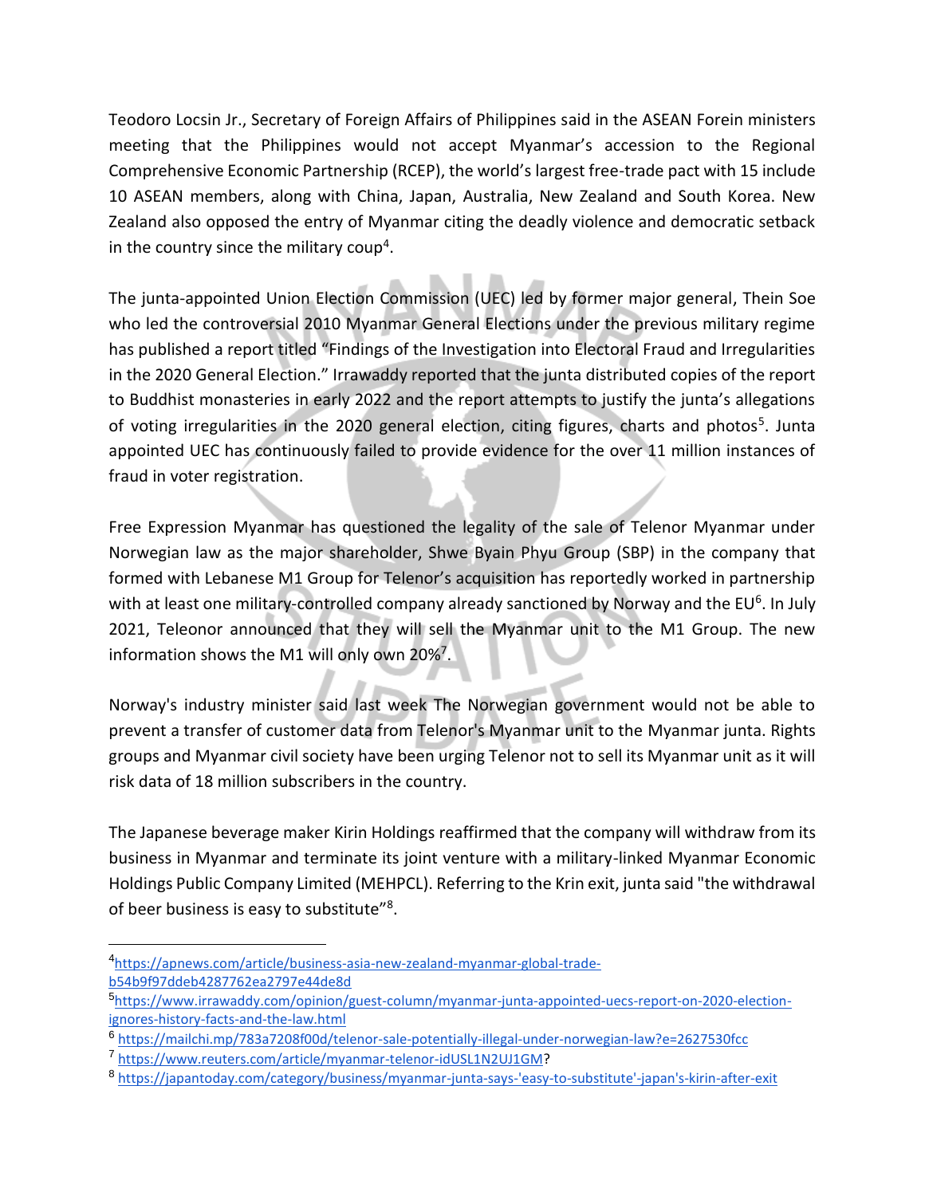Teodoro Locsin Jr., Secretary of Foreign Affairs of Philippines said in the ASEAN Forein ministers meeting that the Philippines would not accept Myanmar's accession to the Regional Comprehensive Economic Partnership (RCEP), the world's largest free-trade pact with 15 include 10 ASEAN members, along with China, Japan, Australia, New Zealand and South Korea. New Zealand also opposed the entry of Myanmar citing the deadly violence and democratic setback in the country since the military coup[4].

The junta-appointed Union Election Commission (UEC) led by former major general, Thein Soe who led the controversial 2010 Myanmar General Elections under the previous military regime has published a report titled "Findings of the Investigation into Electoral Fraud and Irregularities in the 2020 General Election." Irrawaddy reported that the junta distributed copies of the report to Buddhist monasteries in early 2022 and the report attempts to justify the junta's allegations of voting irregularities in the 2020 general election, citing figures, charts and photos[5]. Junta appointed UEC has continuously failed to provide evidence for the over 11 million instances of fraud in voter registration.

Free Expression Myanmar has questioned the legality of the sale of Telenor Myanmar under Norwegian law as the major shareholder, Shwe Byain Phyu Group (SBP) in the company that formed with Lebanese M1 Group for Telenor's acquisition has reportedly worked in partnership with at least one military-controlled company already sanctioned by Norway and the EU[6]. In July 2021, Teleonor announced that they will sell the Myanmar unit to the M1 Group. The new information shows the M1 will only own 20%[7].

Norway's industry minister said last week The Norwegian government would not be able to prevent a transfer of customer data from Telenor's Myanmar unit to the Myanmar junta. Rights groups and Myanmar civil society have been urging Telenor not to sell its Myanmar unit as it will risk data of 18 million subscribers in the country.

The Japanese beverage maker Kirin Holdings reaffirmed that the company will withdraw from its business in Myanmar and terminate its joint venture with a military-linked Myanmar Economic Holdings Public Company Limited (MEHPCL). Referring to the Krin exit, junta said "the withdrawal of beer business is easy to substitute"[8].

---

[4] https://apnews.com/article/business-asia-new-zealand-myanmar-global-trade-b54b9f97ddeb4287762ea2797e44de8d

[5] https://www.irrawaddy.com/opinion/guest-column/myanmar-junta-appointed-uecs-report-on-2020-election-ignores-history-facts-and-the-law.html

[6] https://mailchi.mp/783a7208f00d/telenor-sale-potentially-illegal-under-norwegian-law?e=2627530fcc

[7] https://www.reuters.com/article/myanmar-telenor-idUSL1N2UJ1GM?

[8] https://japantoday.com/category/business/myanmar-junta-says-'easy-to-substitute'-japan's-kirin-after-exit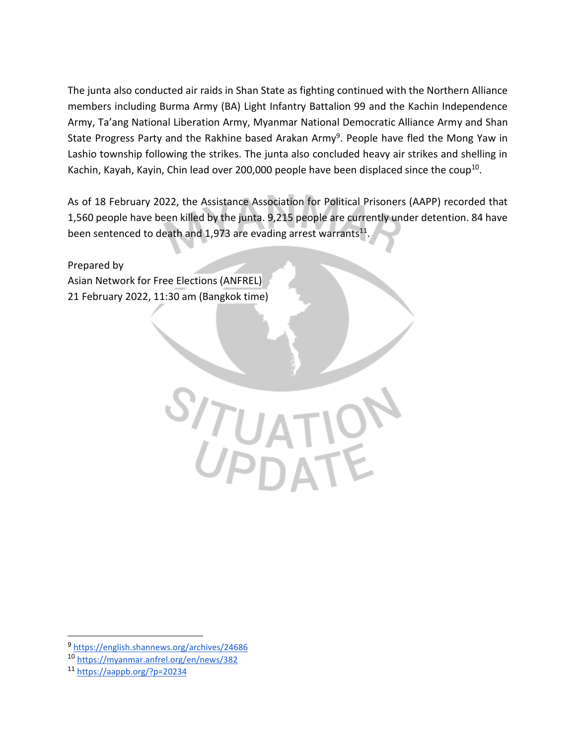The junta also conducted air raids in Shan State as fighting continued with the Northern Alliance members including Burma Army (BA) Light Infantry Battalion 99 and the Kachin Independence Army, Ta'ang National Liberation Army, Myanmar National Democratic Alliance Army and Shan State Progress Party and the Rakhine based Arakan Army[9]. People have fled the Mong Yaw in Lashio township following the strikes. The junta also concluded heavy air strikes and shelling in Kachin, Kayah, Kayin, Chin lead over 200,000 people have been displaced since the coup[10].

As of 18 February 2022, the Assistance Association for Political Prisoners (AAPP) recorded that 1,560 people have been killed by the junta. 9,215 people are currently under detention. 84 have been sentenced to death and 1,973 are evading arrest warrants[11].

Prepared by
Asian Network for Free Elections (ANFREL)
21 February 2022, 11:30 am (Bangkok time)

---

[9] https://english.shannews.org/archives/24686
[10] https://myanmar.anfrel.org/en/news/382
[11] https://aappb.org/?p=20234